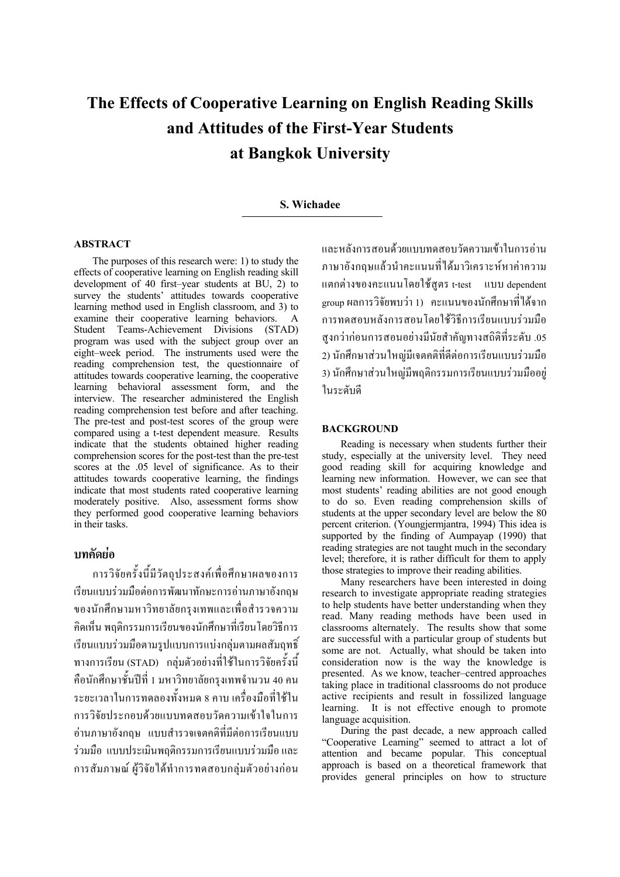# The Effects of Cooperative Learning on English Reading Skills and Attitudes of the First-Year Students at Bangkok University

**S. Wichadee**

## ABSTRACT

The purposes of this research were: 1) to study the effects of cooperative learning on English reading skill development of 40 first–year students at BU, 2) to survey the students' attitudes towards cooperative learning method used in English classroom, and 3) to examine their cooperative learning behaviors. A Student Teams-Achievement Divisions (STAD) program was used with the subject group over an eight–week period. The instruments used were the reading comprehension test, the questionnaire of attitudes towards cooperative learning, the cooperative learning behavioral assessment form, and the interview. The researcher administered the English reading comprehension test before and after teaching. The pre-test and post-test scores of the group were compared using a t-test dependent measure. Results indicate that the students obtained higher reading comprehension scores for the post-test than the pre-test scores at the .05 level of significance. As to their attitudes towards cooperative learning, the findings indicate that most students rated cooperative learning moderately positive. Also, assessment forms show they performed good cooperative learning behaviors in their tasks.

## บทคัดย่อ

การวิจัยครั้งนี้มีวัตถุประสงค์เพื่อศึกษาผลของการเรียนแบบร่วมมือต่อการพัฒนาทักษะการอ่านภาษาอังกฤษของนักศึกษามหาวิทยาลัยกรุงเทพและเพื่อสำรวจความคิดเห็น พฤติกรรมการเรียนของนักศึกษาที่เรียนโดยวิธีการเรียนแบบร่วมมือตามรูปแบบการแบ่งกลุ่มตามผลสัมฤทธิ์ทางการเรียน (STAD) กลุ่มตัวอย่างที่ใช้ในการวิจัยครั้งนี้คือนักศึกษาชั้นปีที่ 1 มหาวิทยาลัยกรุงเทพจำนวน 40 คน ระยะเวลาในการทดลองทั้งหมด 8 คาบ เครื่องมือที่ใช้ในการวิจัยประกอบด้วยแบบทดสอบวัดความเข้าใจในการอ่านภาษาอังกฤษ แบบสำรวจเจตคติที่มีต่อการเรียนแบบร่วมมือ แบบประเมินพฤติกรรมการเรียนแบบร่วมมือ และการสัมภาษณ์ ผู้วิจัยได้ทำการทดสอบกลุ่มตัวอย่างก่อนและหลังการสอนด้วยแบบทดสอบวัดความเข้าในการอ่านภาษาอังกฤษแล้วนำคะแนนที่ได้มาวิเคราะห์หาค่าความแตกต่างของคะแนนโดยใช้สูตร t-test แบบ dependent group ผลการวิจัยพบว่า 1) คะแนนของนักศึกษาที่ได้จากการทดสอบหลังการสอนโดยใช้วิธีการเรียนแบบร่วมมือสูงกว่าก่อนการสอนอย่างมีนัยสำคัญทางสถิติที่ระดับ .05 2) นักศึกษาส่วนใหญ่มีเจตคติที่ดีต่อการเรียนแบบร่วมมือ 3) นักศึกษาส่วนใหญ่มีพฤติกรรมการเรียนแบบร่วมมืออยู่ในระดับดี

## BACKGROUND

Reading is necessary when students further their study, especially at the university level. They need good reading skill for acquiring knowledge and learning new information. However, we can see that most students' reading abilities are not good enough to do so. Even reading comprehension skills of students at the upper secondary level are below the 80 percent criterion. (Youngjermjantra, 1994) This idea is supported by the finding of Aumpayap (1990) that reading strategies are not taught much in the secondary level; therefore, it is rather difficult for them to apply those strategies to improve their reading abilities.

Many researchers have been interested in doing research to investigate appropriate reading strategies to help students have better understanding when they read. Many reading methods have been used in classrooms alternately. The results show that some are successful with a particular group of students but some are not. Actually, what should be taken into consideration now is the way the knowledge is presented. As we know, teacher–centred approaches taking place in traditional classrooms do not produce active recipients and result in fossilized language learning. It is not effective enough to promote language acquisition.

During the past decade, a new approach called "Cooperative Learning" seemed to attract a lot of attention and became popular. This conceptual approach is based on a theoretical framework that provides general principles on how to structure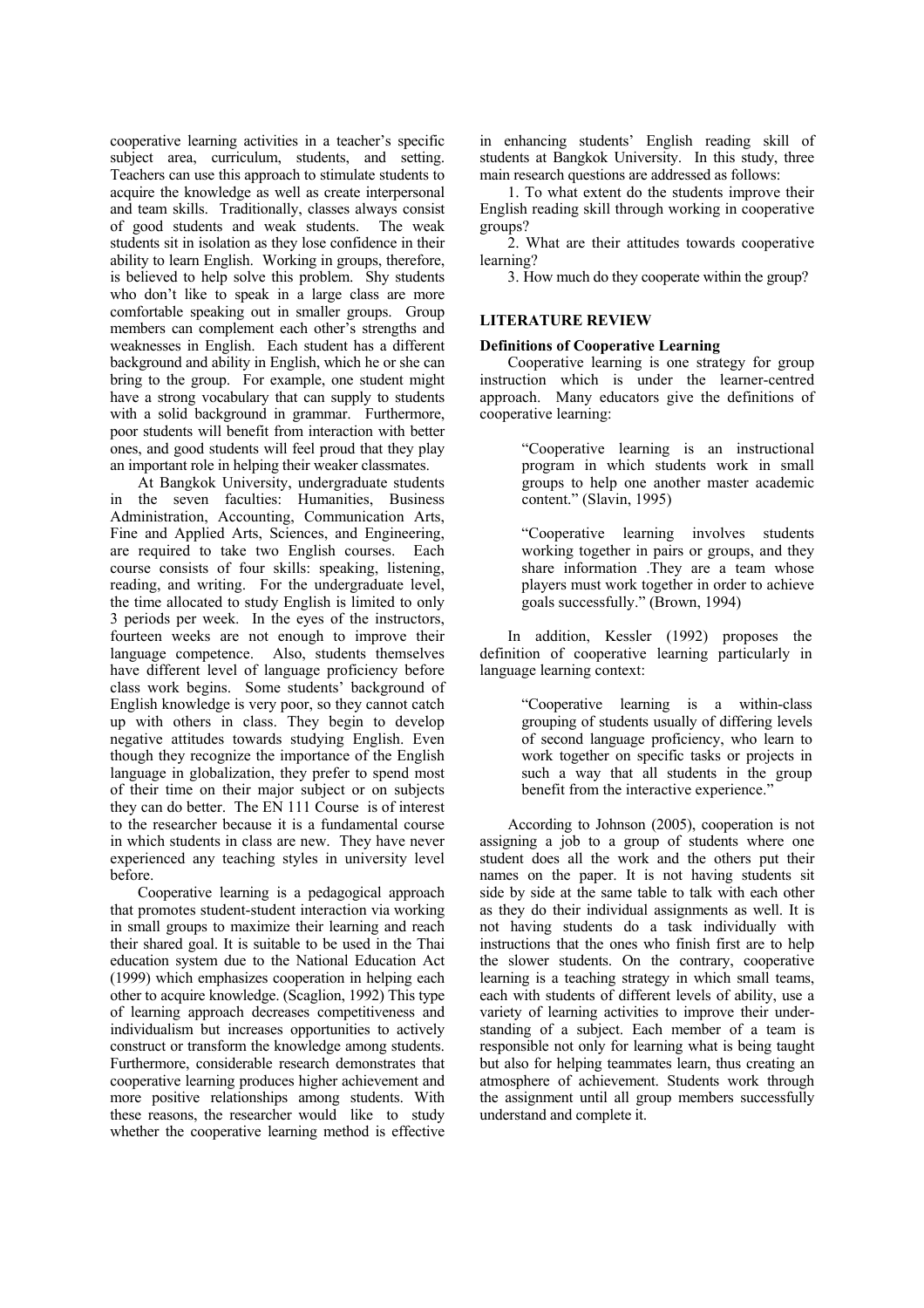cooperative learning activities in a teacher's specific subject area, curriculum, students, and setting. Teachers can use this approach to stimulate students to acquire the knowledge as well as create interpersonal and team skills. Traditionally, classes always consist of good students and weak students. The weak students sit in isolation as they lose confidence in their ability to learn English. Working in groups, therefore, is believed to help solve this problem. Shy students who don't like to speak in a large class are more comfortable speaking out in smaller groups. Group members can complement each other's strengths and weaknesses in English. Each student has a different background and ability in English, which he or she can bring to the group. For example, one student might have a strong vocabulary that can supply to students with a solid background in grammar. Furthermore, poor students will benefit from interaction with better ones, and good students will feel proud that they play an important role in helping their weaker classmates.

At Bangkok University, undergraduate students in the seven faculties: Humanities, Business Administration, Accounting, Communication Arts, Fine and Applied Arts, Sciences, and Engineering, are required to take two English courses. Each course consists of four skills: speaking, listening, reading, and writing. For the undergraduate level, the time allocated to study English is limited to only 3 periods per week. In the eyes of the instructors, fourteen weeks are not enough to improve their language competence. Also, students themselves have different level of language proficiency before class work begins. Some students' background of English knowledge is very poor, so they cannot catch up with others in class. They begin to develop negative attitudes towards studying English. Even though they recognize the importance of the English language in globalization, they prefer to spend most of their time on their major subject or on subjects they can do better. The EN 111 Course is of interest to the researcher because it is a fundamental course in which students in class are new. They have never experienced any teaching styles in university level before.

Cooperative learning is a pedagogical approach that promotes student-student interaction via working in small groups to maximize their learning and reach their shared goal. It is suitable to be used in the Thai education system due to the National Education Act (1999) which emphasizes cooperation in helping each other to acquire knowledge. (Scaglion, 1992) This type of learning approach decreases competitiveness and individualism but increases opportunities to actively construct or transform the knowledge among students. Furthermore, considerable research demonstrates that cooperative learning produces higher achievement and more positive relationships among students. With these reasons, the researcher would like to study whether the cooperative learning method is effective in enhancing students' English reading skill of students at Bangkok University. In this study, three main research questions are addressed as follows:

1. To what extent do the students improve their English reading skill through working in cooperative groups?
2. What are their attitudes towards cooperative learning?
3. How much do they cooperate within the group?

## LITERATURE REVIEW

### Definitions of Cooperative Learning

Cooperative learning is one strategy for group instruction which is under the learner-centred approach. Many educators give the definitions of cooperative learning:

> "Cooperative learning is an instructional program in which students work in small groups to help one another master academic content." (Slavin, 1995)

> "Cooperative learning involves students working together in pairs or groups, and they share information .They are a team whose players must work together in order to achieve goals successfully." (Brown, 1994)

In addition, Kessler (1992) proposes the definition of cooperative learning particularly in language learning context:

> "Cooperative learning is a within-class grouping of students usually of differing levels of second language proficiency, who learn to work together on specific tasks or projects in such a way that all students in the group benefit from the interactive experience."

According to Johnson (2005), cooperation is not assigning a job to a group of students where one student does all the work and the others put their names on the paper. It is not having students sit side by side at the same table to talk with each other as they do their individual assignments as well. It is not having students do a task individually with instructions that the ones who finish first are to help the slower students. On the contrary, cooperative learning is a teaching strategy in which small teams, each with students of different levels of ability, use a variety of learning activities to improve their understanding of a subject. Each member of a team is responsible not only for learning what is being taught but also for helping teammates learn, thus creating an atmosphere of achievement. Students work through the assignment until all group members successfully understand and complete it.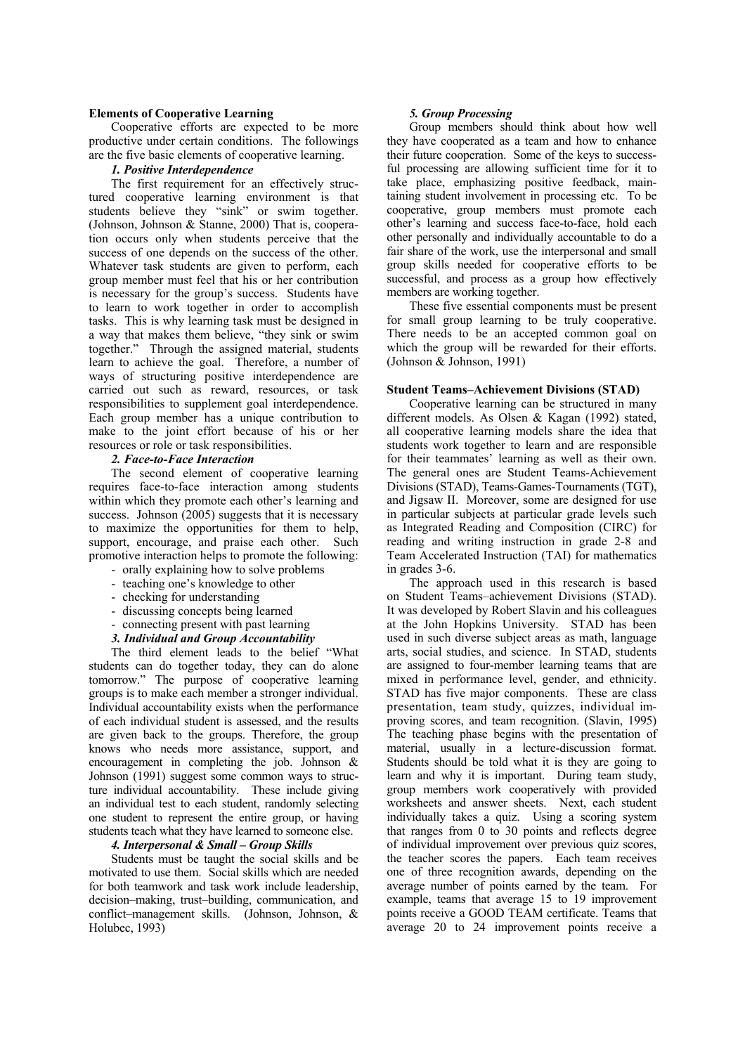**Elements of Cooperative Learning**

Cooperative efforts are expected to be more productive under certain conditions. The followings are the five basic elements of cooperative learning.

***1. Positive Interdependence***

The first requirement for an effectively structured cooperative learning environment is that students believe they "sink" or swim together. (Johnson, Johnson & Stanne, 2000) That is, cooperation occurs only when students perceive that the success of one depends on the success of the other. Whatever task students are given to perform, each group member must feel that his or her contribution is necessary for the group's success. Students have to learn to work together in order to accomplish tasks. This is why learning task must be designed in a way that makes them believe, "they sink or swim together." Through the assigned material, students learn to achieve the goal. Therefore, a number of ways of structuring positive interdependence are carried out such as reward, resources, or task responsibilities to supplement goal interdependence. Each group member has a unique contribution to make to the joint effort because of his or her resources or role or task responsibilities.

***2. Face-to-Face Interaction***

The second element of cooperative learning requires face-to-face interaction among students within which they promote each other's learning and success. Johnson (2005) suggests that it is necessary to maximize the opportunities for them to help, support, encourage, and praise each other. Such promotive interaction helps to promote the following:

- orally explaining how to solve problems
- teaching one's knowledge to other
- checking for understanding
- discussing concepts being learned
- connecting present with past learning

***3. Individual and Group Accountability***

The third element leads to the belief "What students can do together today, they can do alone tomorrow." The purpose of cooperative learning groups is to make each member a stronger individual. Individual accountability exists when the performance of each individual student is assessed, and the results are given back to the groups. Therefore, the group knows who needs more assistance, support, and encouragement in completing the job. Johnson & Johnson (1991) suggest some common ways to structure individual accountability. These include giving an individual test to each student, randomly selecting one student to represent the entire group, or having students teach what they have learned to someone else.

***4. Interpersonal & Small – Group Skills***

Students must be taught the social skills and be motivated to use them. Social skills which are needed for both teamwork and task work include leadership, decision–making, trust–building, communication, and conflict–management skills. (Johnson, Johnson, & Holubec, 1993)

***5. Group Processing***

Group members should think about how well they have cooperated as a team and how to enhance their future cooperation. Some of the keys to successful processing are allowing sufficient time for it to take place, emphasizing positive feedback, maintaining student involvement in processing etc. To be cooperative, group members must promote each other's learning and success face-to-face, hold each other personally and individually accountable to do a fair share of the work, use the interpersonal and small group skills needed for cooperative efforts to be successful, and process as a group how effectively members are working together.

These five essential components must be present for small group learning to be truly cooperative. There needs to be an accepted common goal on which the group will be rewarded for their efforts. (Johnson & Johnson, 1991)

**Student Teams–Achievement Divisions (STAD)**

Cooperative learning can be structured in many different models. As Olsen & Kagan (1992) stated, all cooperative learning models share the idea that students work together to learn and are responsible for their teammates' learning as well as their own. The general ones are Student Teams-Achievement Divisions (STAD), Teams-Games-Tournaments (TGT), and Jigsaw II. Moreover, some are designed for use in particular subjects at particular grade levels such as Integrated Reading and Composition (CIRC) for reading and writing instruction in grade 2-8 and Team Accelerated Instruction (TAI) for mathematics in grades 3-6.

The approach used in this research is based on Student Teams–achievement Divisions (STAD). It was developed by Robert Slavin and his colleagues at the John Hopkins University. STAD has been used in such diverse subject areas as math, language arts, social studies, and science. In STAD, students are assigned to four-member learning teams that are mixed in performance level, gender, and ethnicity. STAD has five major components. These are class presentation, team study, quizzes, individual improving scores, and team recognition. (Slavin, 1995) The teaching phase begins with the presentation of material, usually in a lecture-discussion format. Students should be told what it is they are going to learn and why it is important. During team study, group members work cooperatively with provided worksheets and answer sheets. Next, each student individually takes a quiz. Using a scoring system that ranges from 0 to 30 points and reflects degree of individual improvement over previous quiz scores, the teacher scores the papers. Each team receives one of three recognition awards, depending on the average number of points earned by the team. For example, teams that average 15 to 19 improvement points receive a GOOD TEAM certificate. Teams that average 20 to 24 improvement points receive a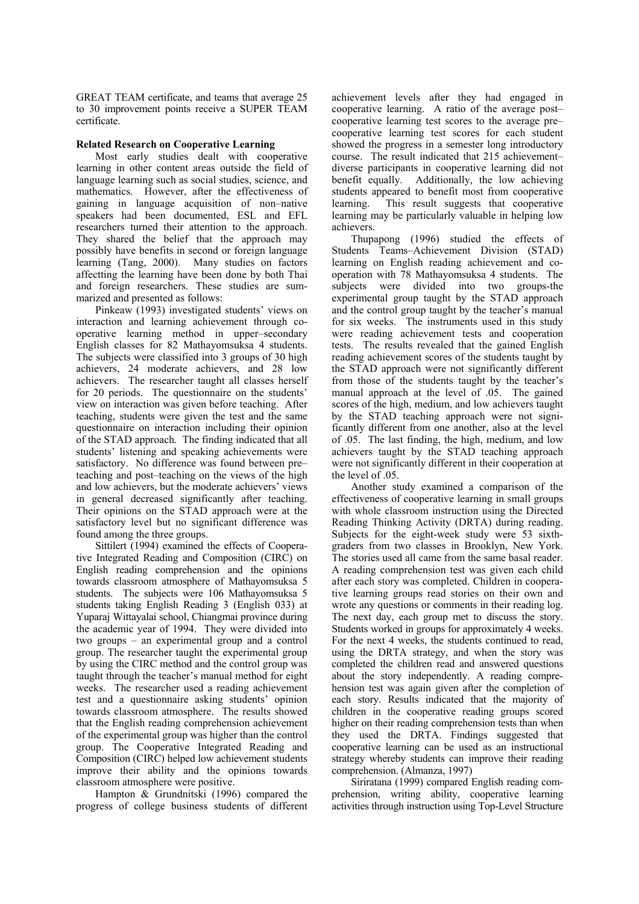GREAT TEAM certificate, and teams that average 25 to 30 improvement points receive a SUPER TEAM certificate.

**Related Research on Cooperative Learning**

Most early studies dealt with cooperative learning in other content areas outside the field of language learning such as social studies, science, and mathematics. However, after the effectiveness of gaining in language acquisition of non–native speakers had been documented, ESL and EFL researchers turned their attention to the approach. They shared the belief that the approach may possibly have benefits in second or foreign language learning (Tang, 2000). Many studies on factors affectting the learning have been done by both Thai and foreign researchers. These studies are summarized and presented as follows:

Pinkeaw (1993) investigated students' views on interaction and learning achievement through cooperative learning method in upper–secondary English classes for 82 Mathayomsuksa 4 students. The subjects were classified into 3 groups of 30 high achievers, 24 moderate achievers, and 28 low achievers. The researcher taught all classes herself for 20 periods. The questionnaire on the students' view on interaction was given before teaching. After teaching, students were given the test and the same questionnaire on interaction including their opinion of the STAD approach. The finding indicated that all students' listening and speaking achievements were satisfactory. No difference was found between pre–teaching and post–teaching on the views of the high and low achievers, but the moderate achievers' views in general decreased significantly after teaching. Their opinions on the STAD approach were at the satisfactory level but no significant difference was found among the three groups.

Sittilert (1994) examined the effects of Cooperative Integrated Reading and Composition (CIRC) on English reading comprehension and the opinions towards classroom atmosphere of Mathayomsuksa 5 students. The subjects were 106 Mathayomsuksa 5 students taking English Reading 3 (English 033) at Yuparaj Wittayalai school, Chiangmai province during the academic year of 1994. They were divided into two groups – an experimental group and a control group. The researcher taught the experimental group by using the CIRC method and the control group was taught through the teacher's manual method for eight weeks. The researcher used a reading achievement test and a questionnaire asking students' opinion towards classroom atmosphere. The results showed that the English reading comprehension achievement of the experimental group was higher than the control group. The Cooperative Integrated Reading and Composition (CIRC) helped low achievement students improve their ability and the opinions towards classroom atmosphere were positive.

Hampton & Grundnitski (1996) compared the progress of college business students of different achievement levels after they had engaged in cooperative learning. A ratio of the average post–cooperative learning test scores to the average pre–cooperative learning test scores for each student showed the progress in a semester long introductory course. The result indicated that 215 achievement–diverse participants in cooperative learning did not benefit equally. Additionally, the low achieving students appeared to benefit most from cooperative learning. This result suggests that cooperative learning may be particularly valuable in helping low achievers.

Thupapong (1996) studied the effects of Students Teams–Achievement Division (STAD) learning on English reading achievement and co-operation with 78 Mathayomsuksa 4 students. The subjects were divided into two groups-the experimental group taught by the STAD approach and the control group taught by the teacher's manual for six weeks. The instruments used in this study were reading achievement tests and cooperation tests. The results revealed that the gained English reading achievement scores of the students taught by the STAD approach were not significantly different from those of the students taught by the teacher's manual approach at the level of .05. The gained scores of the high, medium, and low achievers taught by the STAD teaching approach were not significantly different from one another, also at the level of .05. The last finding, the high, medium, and low achievers taught by the STAD teaching approach were not significantly different in their cooperation at the level of .05.

Another study examined a comparison of the effectiveness of cooperative learning in small groups with whole classroom instruction using the Directed Reading Thinking Activity (DRTA) during reading. Subjects for the eight-week study were 53 sixth-graders from two classes in Brooklyn, New York. The stories used all came from the same basal reader. A reading comprehension test was given each child after each story was completed. Children in cooperative learning groups read stories on their own and wrote any questions or comments in their reading log. The next day, each group met to discuss the story. Students worked in groups for approximately 4 weeks. For the next 4 weeks, the students continued to read, using the DRTA strategy, and when the story was completed the children read and answered questions about the story independently. A reading comprehension test was again given after the completion of each story. Results indicated that the majority of children in the cooperative reading groups scored higher on their reading comprehension tests than when they used the DRTA. Findings suggested that cooperative learning can be used as an instructional strategy whereby students can improve their reading comprehension. (Almanza, 1997)

Siriratana (1999) compared English reading comprehension, writing ability, cooperative learning activities through instruction using Top-Level Structure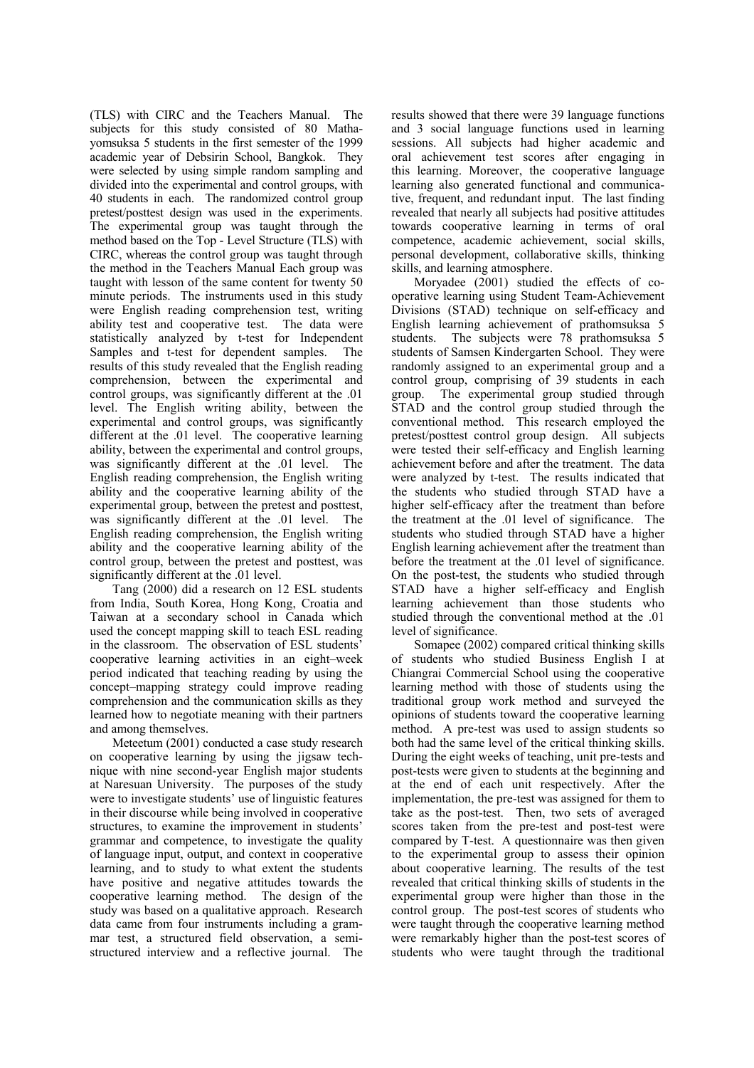(TLS) with CIRC and the Teachers Manual. The subjects for this study consisted of 80 Mathayomsuksa 5 students in the first semester of the 1999 academic year of Debsirin School, Bangkok. They were selected by using simple random sampling and divided into the experimental and control groups, with 40 students in each. The randomized control group pretest/posttest design was used in the experiments. The experimental group was taught through the method based on the Top - Level Structure (TLS) with CIRC, whereas the control group was taught through the method in the Teachers Manual Each group was taught with lesson of the same content for twenty 50 minute periods. The instruments used in this study were English reading comprehension test, writing ability test and cooperative test. The data were statistically analyzed by t-test for Independent Samples and t-test for dependent samples. The results of this study revealed that the English reading comprehension, between the experimental and control groups, was significantly different at the .01 level. The English writing ability, between the experimental and control groups, was significantly different at the .01 level. The cooperative learning ability, between the experimental and control groups, was significantly different at the .01 level. The English reading comprehension, the English writing ability and the cooperative learning ability of the experimental group, between the pretest and posttest, was significantly different at the .01 level. The English reading comprehension, the English writing ability and the cooperative learning ability of the control group, between the pretest and posttest, was significantly different at the .01 level.

Tang (2000) did a research on 12 ESL students from India, South Korea, Hong Kong, Croatia and Taiwan at a secondary school in Canada which used the concept mapping skill to teach ESL reading in the classroom. The observation of ESL students' cooperative learning activities in an eight–week period indicated that teaching reading by using the concept–mapping strategy could improve reading comprehension and the communication skills as they learned how to negotiate meaning with their partners and among themselves.

Meteetum (2001) conducted a case study research on cooperative learning by using the jigsaw technique with nine second-year English major students at Naresuan University. The purposes of the study were to investigate students' use of linguistic features in their discourse while being involved in cooperative structures, to examine the improvement in students' grammar and competence, to investigate the quality of language input, output, and context in cooperative learning, and to study to what extent the students have positive and negative attitudes towards the cooperative learning method. The design of the study was based on a qualitative approach. Research data came from four instruments including a grammar test, a structured field observation, a semi-structured interview and a reflective journal. The results showed that there were 39 language functions and 3 social language functions used in learning sessions. All subjects had higher academic and oral achievement test scores after engaging in this learning. Moreover, the cooperative language learning also generated functional and communicative, frequent, and redundant input. The last finding revealed that nearly all subjects had positive attitudes towards cooperative learning in terms of oral competence, academic achievement, social skills, personal development, collaborative skills, thinking skills, and learning atmosphere.

Moryadee (2001) studied the effects of cooperative learning using Student Team-Achievement Divisions (STAD) technique on self-efficacy and English learning achievement of prathomsuksa 5 students. The subjects were 78 prathomsuksa 5 students of Samsen Kindergarten School. They were randomly assigned to an experimental group and a control group, comprising of 39 students in each group. The experimental group studied through STAD and the control group studied through the conventional method. This research employed the pretest/posttest control group design. All subjects were tested their self-efficacy and English learning achievement before and after the treatment. The data were analyzed by t-test. The results indicated that the students who studied through STAD have a higher self-efficacy after the treatment than before the treatment at the .01 level of significance. The students who studied through STAD have a higher English learning achievement after the treatment than before the treatment at the .01 level of significance. On the post-test, the students who studied through STAD have a higher self-efficacy and English learning achievement than those students who studied through the conventional method at the .01 level of significance.

Somapee (2002) compared critical thinking skills of students who studied Business English I at Chiangrai Commercial School using the cooperative learning method with those of students using the traditional group work method and surveyed the opinions of students toward the cooperative learning method. A pre-test was used to assign students so both had the same level of the critical thinking skills. During the eight weeks of teaching, unit pre-tests and post-tests were given to students at the beginning and at the end of each unit respectively. After the implementation, the pre-test was assigned for them to take as the post-test. Then, two sets of averaged scores taken from the pre-test and post-test were compared by T-test. A questionnaire was then given to the experimental group to assess their opinion about cooperative learning. The results of the test revealed that critical thinking skills of students in the experimental group were higher than those in the control group. The post-test scores of students who were taught through the cooperative learning method were remarkably higher than the post-test scores of students who were taught through the traditional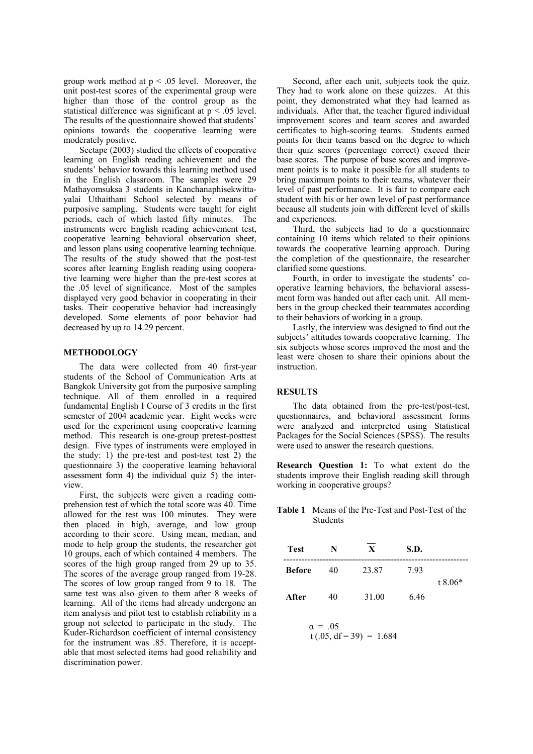group work method at $p < .05$ level. Moreover, the unit post-test scores of the experimental group were higher than those of the control group as the statistical difference was significant at $p < .05$ level. The results of the questionnaire showed that students' opinions towards the cooperative learning were moderately positive.

Seetape (2003) studied the effects of cooperative learning on English reading achievement and the students' behavior towards this learning method used in the English classroom. The samples were 29 Mathayomsuksa 3 students in Kanchanaphisekwittayalai Uthaithani School selected by means of purposive sampling. Students were taught for eight periods, each of which lasted fifty minutes. The instruments were English reading achievement test, cooperative learning behavioral observation sheet, and lesson plans using cooperative learning technique. The results of the study showed that the post-test scores after learning English reading using cooperative learning were higher than the pre-test scores at the .05 level of significance. Most of the samples displayed very good behavior in cooperating in their tasks. Their cooperative behavior had increasingly developed. Some elements of poor behavior had decreased by up to 14.29 percent.

## METHODOLOGY

The data were collected from 40 first-year students of the School of Communication Arts at Bangkok University got from the purposive sampling technique. All of them enrolled in a required fundamental English I Course of 3 credits in the first semester of 2004 academic year. Eight weeks were used for the experiment using cooperative learning method. This research is one-group pretest-posttest design. Five types of instruments were employed in the study: 1) the pre-test and post-test test 2) the questionnaire 3) the cooperative learning behavioral assessment form 4) the individual quiz 5) the interview.

First, the subjects were given a reading comprehension test of which the total score was 40. Time allowed for the test was 100 minutes. They were then placed in high, average, and low group according to their score. Using mean, median, and mode to help group the students, the researcher got 10 groups, each of which contained 4 members. The scores of the high group ranged from 29 up to 35. The scores of the average group ranged from 19-28. The scores of low group ranged from 9 to 18. The same test was also given to them after 8 weeks of learning. All of the items had already undergone an item analysis and pilot test to establish reliability in a group not selected to participate in the study. The Kuder-Richardson coefficient of internal consistency for the instrument was .85. Therefore, it is acceptable that most selected items had good reliability and discrimination power.

Second, after each unit, subjects took the quiz. They had to work alone on these quizzes. At this point, they demonstrated what they had learned as individuals. After that, the teacher figured individual improvement scores and team scores and awarded certificates to high-scoring teams. Students earned points for their teams based on the degree to which their quiz scores (percentage correct) exceed their base scores. The purpose of base scores and improvement points is to make it possible for all students to bring maximum points to their teams, whatever their level of past performance. It is fair to compare each student with his or her own level of past performance because all students join with different level of skills and experiences.

Third, the subjects had to do a questionnaire containing 10 items which related to their opinions towards the cooperative learning approach. During the completion of the questionnaire, the researcher clarified some questions.

Fourth, in order to investigate the students' cooperative learning behaviors, the behavioral assessment form was handed out after each unit. All members in the group checked their teammates according to their behaviors of working in a group.

Lastly, the interview was designed to find out the subjects' attitudes towards cooperative learning. The six subjects whose scores improved the most and the least were chosen to share their opinions about the instruction.

## RESULTS

The data obtained from the pre-test/post-test, questionnaires, and behavioral assessment forms were analyzed and interpreted using Statistical Packages for the Social Sciences (SPSS). The results were used to answer the research questions.

**Research Question 1:** To what extent do the students improve their English reading skill through working in cooperative groups?

**Table 1** Means of the Pre-Test and Post-Test of the Students

| Test | N | $\overline{X}$ | S.D. | |
|---|---|---|---|---|
| **Before** | 40 | 23.87 | 7.93 | t 8.06* |
| **After** | 40 | 31.00 | 6.46 | |

$\alpha = .05$

$t\ (.05, df = 39) = 1.684$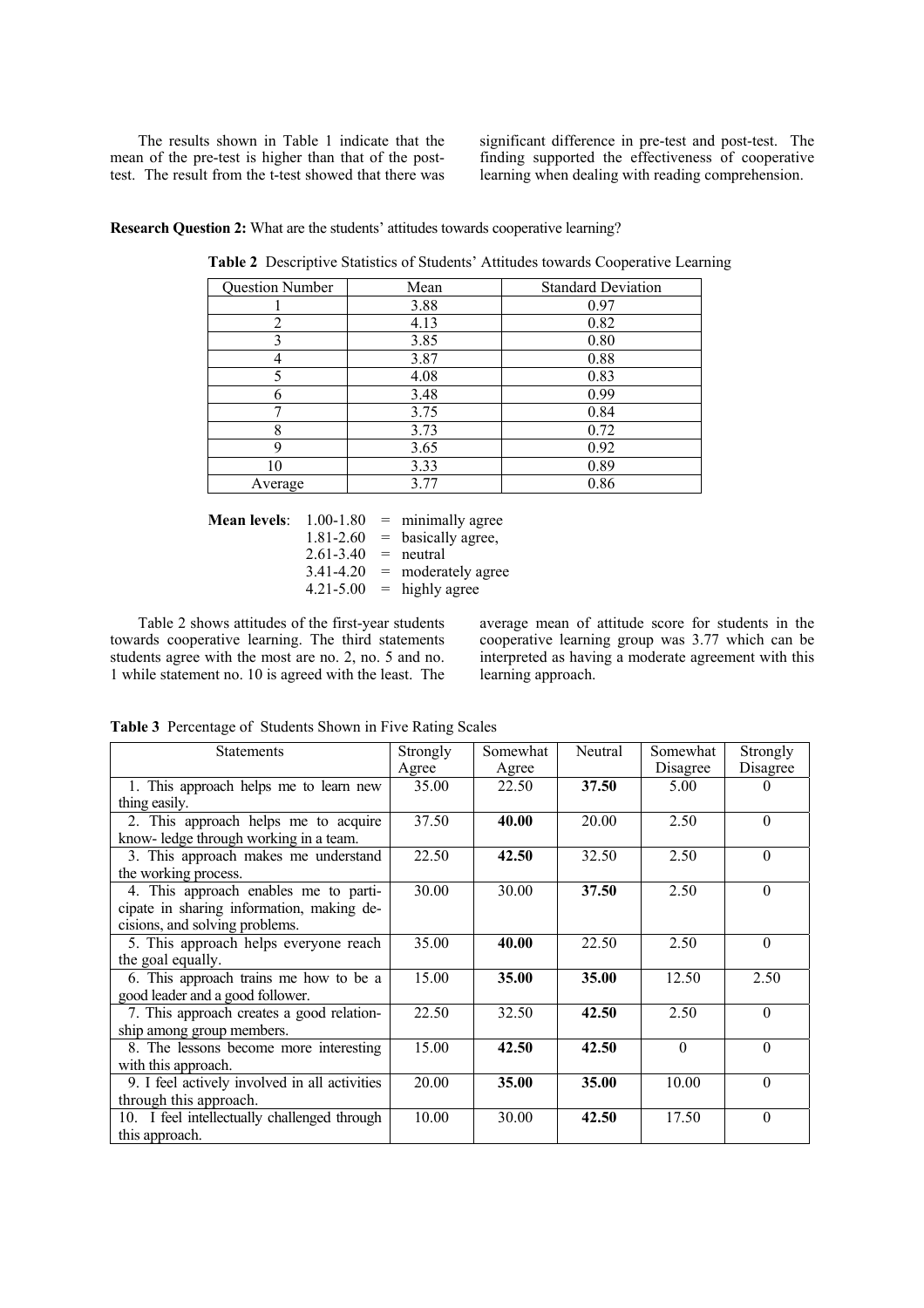The results shown in Table 1 indicate that the mean of the pre-test is higher than that of the post-test. The result from the t-test showed that there was significant difference in pre-test and post-test. The finding supported the effectiveness of cooperative learning when dealing with reading comprehension.

**Research Question 2:** What are the students' attitudes towards cooperative learning?

**Table 2** Descriptive Statistics of Students' Attitudes towards Cooperative Learning

| Question Number | Mean | Standard Deviation |
|---|---|---|
| 1 | 3.88 | 0.97 |
| 2 | 4.13 | 0.82 |
| 3 | 3.85 | 0.80 |
| 4 | 3.87 | 0.88 |
| 5 | 4.08 | 0.83 |
| 6 | 3.48 | 0.99 |
| 7 | 3.75 | 0.84 |
| 8 | 3.73 | 0.72 |
| 9 | 3.65 | 0.92 |
| 10 | 3.33 | 0.89 |
| Average | 3.77 | 0.86 |

**Mean levels**: 1.00-1.80 = minimally agree
1.81-2.60 = basically agree,
2.61-3.40 = neutral
3.41-4.20 = moderately agree
4.21-5.00 = highly agree

Table 2 shows attitudes of the first-year students towards cooperative learning. The third statements students agree with the most are no. 2, no. 5 and no. 1 while statement no. 10 is agreed with the least. The average mean of attitude score for students in the cooperative learning group was 3.77 which can be interpreted as having a moderate agreement with this learning approach.

**Table 3** Percentage of Students Shown in Five Rating Scales

| Statements | Strongly Agree | Somewhat Agree | Neutral | Somewhat Disagree | Strongly Disagree |
|---|---|---|---|---|---|
| 1. This approach helps me to learn new thing easily. | 35.00 | 22.50 | **37.50** | 5.00 | 0 |
| 2. This approach helps me to acquire know- ledge through working in a team. | 37.50 | **40.00** | 20.00 | 2.50 | 0 |
| 3. This approach makes me understand the working process. | 22.50 | **42.50** | 32.50 | 2.50 | 0 |
| 4. This approach enables me to parti- cipate in sharing information, making de- cisions, and solving problems. | 30.00 | 30.00 | **37.50** | 2.50 | 0 |
| 5. This approach helps everyone reach the goal equally. | 35.00 | **40.00** | 22.50 | 2.50 | 0 |
| 6. This approach trains me how to be a good leader and a good follower. | 15.00 | **35.00** | **35.00** | 12.50 | 2.50 |
| 7. This approach creates a good relation- ship among group members. | 22.50 | 32.50 | **42.50** | 2.50 | 0 |
| 8. The lessons become more interesting with this approach. | 15.00 | **42.50** | **42.50** | 0 | 0 |
| 9. I feel actively involved in all activities through this approach. | 20.00 | **35.00** | **35.00** | 10.00 | 0 |
| 10. I feel intellectually challenged through this approach. | 10.00 | 30.00 | **42.50** | 17.50 | 0 |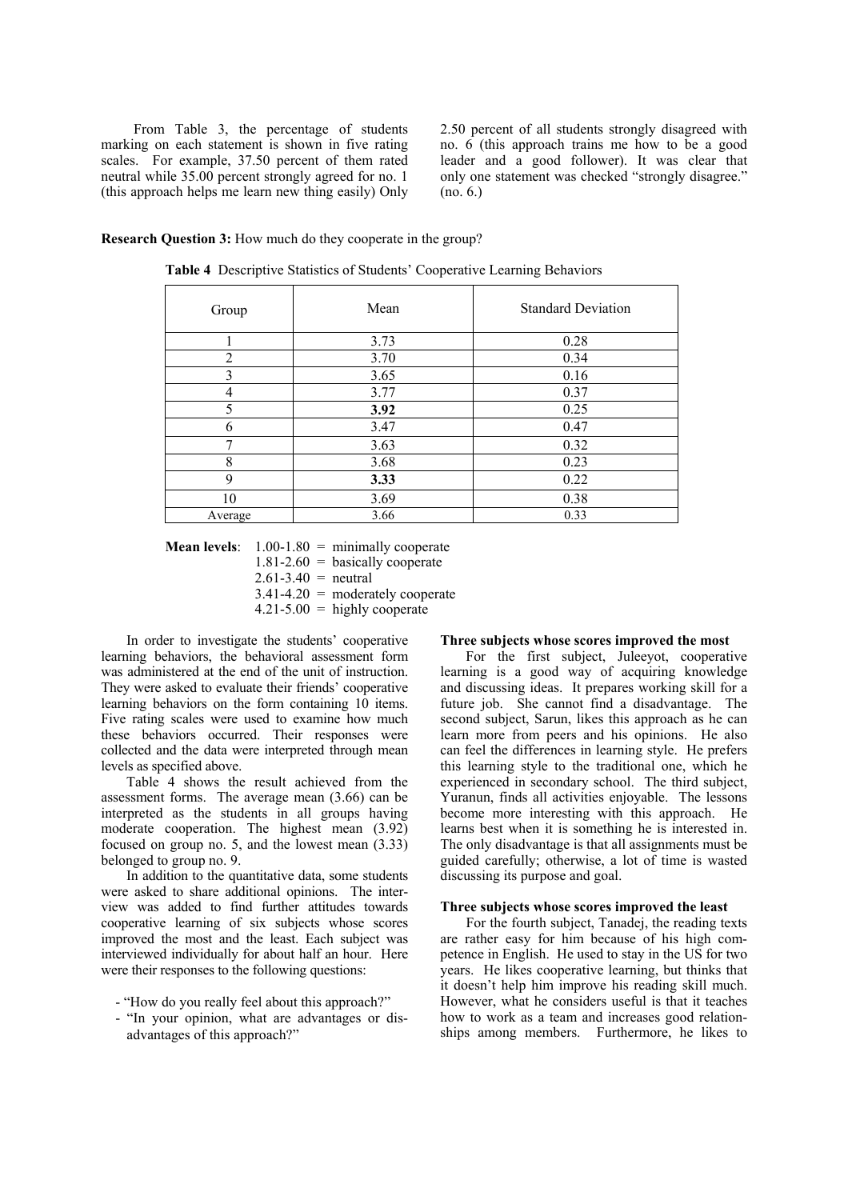From Table 3, the percentage of students marking on each statement is shown in five rating scales. For example, 37.50 percent of them rated neutral while 35.00 percent strongly agreed for no. 1 (this approach helps me learn new thing easily) Only 2.50 percent of all students strongly disagreed with no. 6 (this approach trains me how to be a good leader and a good follower). It was clear that only one statement was checked "strongly disagree." (no. 6.)

**Research Question 3:** How much do they cooperate in the group?

**Table 4** Descriptive Statistics of Students' Cooperative Learning Behaviors

| Group | Mean | Standard Deviation |
|---|---|---|
| 1 | 3.73 | 0.28 |
| 2 | 3.70 | 0.34 |
| 3 | 3.65 | 0.16 |
| 4 | 3.77 | 0.37 |
| 5 | **3.92** | 0.25 |
| 6 | 3.47 | 0.47 |
| 7 | 3.63 | 0.32 |
| 8 | 3.68 | 0.23 |
| 9 | **3.33** | 0.22 |
| 10 | 3.69 | 0.38 |
| Average | 3.66 | 0.33 |

**Mean levels**: 1.00-1.80 = minimally cooperate
1.81-2.60 = basically cooperate
2.61-3.40 = neutral
3.41-4.20 = moderately cooperate
4.21-5.00 = highly cooperate

In order to investigate the students' cooperative learning behaviors, the behavioral assessment form was administered at the end of the unit of instruction. They were asked to evaluate their friends' cooperative learning behaviors on the form containing 10 items. Five rating scales were used to examine how much these behaviors occurred. Their responses were collected and the data were interpreted through mean levels as specified above.

Table 4 shows the result achieved from the assessment forms. The average mean (3.66) can be interpreted as the students in all groups having moderate cooperation. The highest mean (3.92) focused on group no. 5, and the lowest mean (3.33) belonged to group no. 9.

In addition to the quantitative data, some students were asked to share additional opinions. The interview was added to find further attitudes towards cooperative learning of six subjects whose scores improved the most and the least. Each subject was interviewed individually for about half an hour. Here were their responses to the following questions:

- "How do you really feel about this approach?"
- "In your opinion, what are advantages or disadvantages of this approach?"

**Three subjects whose scores improved the most**

For the first subject, Juleeyot, cooperative learning is a good way of acquiring knowledge and discussing ideas. It prepares working skill for a future job. She cannot find a disadvantage. The second subject, Sarun, likes this approach as he can learn more from peers and his opinions. He also can feel the differences in learning style. He prefers this learning style to the traditional one, which he experienced in secondary school. The third subject, Yuranun, finds all activities enjoyable. The lessons become more interesting with this approach. He learns best when it is something he is interested in. The only disadvantage is that all assignments must be guided carefully; otherwise, a lot of time is wasted discussing its purpose and goal.

**Three subjects whose scores improved the least**

For the fourth subject, Tanadej, the reading texts are rather easy for him because of his high competence in English. He used to stay in the US for two years. He likes cooperative learning, but thinks that it doesn't help him improve his reading skill much. However, what he considers useful is that it teaches how to work as a team and increases good relationships among members. Furthermore, he likes to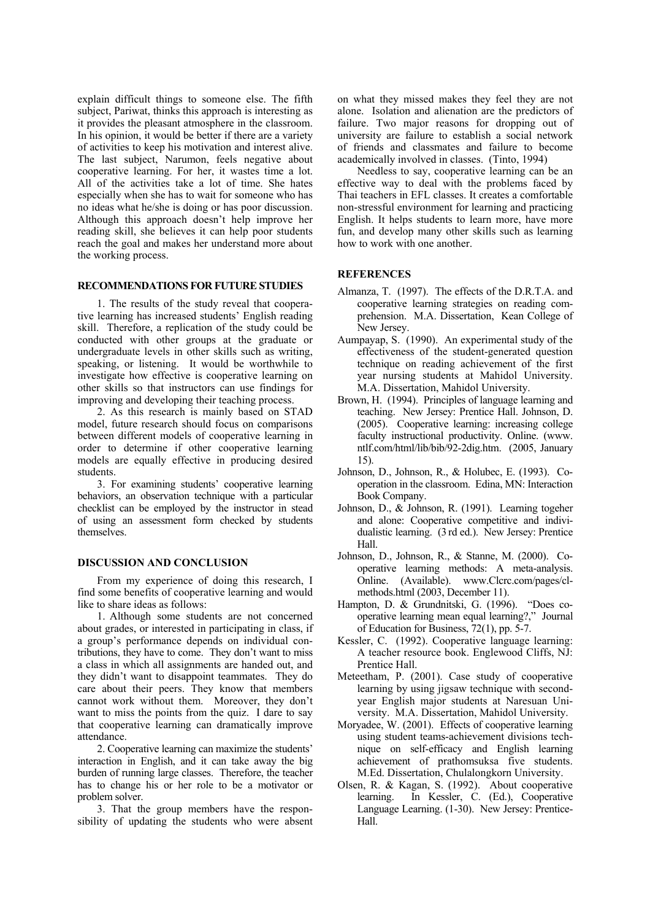explain difficult things to someone else. The fifth subject, Pariwat, thinks this approach is interesting as it provides the pleasant atmosphere in the classroom. In his opinion, it would be better if there are a variety of activities to keep his motivation and interest alive. The last subject, Narumon, feels negative about cooperative learning. For her, it wastes time a lot. All of the activities take a lot of time. She hates especially when she has to wait for someone who has no ideas what he/she is doing or has poor discussion. Although this approach doesn't help improve her reading skill, she believes it can help poor students reach the goal and makes her understand more about the working process.

## RECOMMENDATIONS FOR FUTURE STUDIES

1. The results of the study reveal that cooperative learning has increased students' English reading skill. Therefore, a replication of the study could be conducted with other groups at the graduate or undergraduate levels in other skills such as writing, speaking, or listening. It would be worthwhile to investigate how effective is cooperative learning on other skills so that instructors can use findings for improving and developing their teaching process.

2. As this research is mainly based on STAD model, future research should focus on comparisons between different models of cooperative learning in order to determine if other cooperative learning models are equally effective in producing desired students.

3. For examining students' cooperative learning behaviors, an observation technique with a particular checklist can be employed by the instructor in stead of using an assessment form checked by students themselves.

## DISCUSSION AND CONCLUSION

From my experience of doing this research, I find some benefits of cooperative learning and would like to share ideas as follows:

1. Although some students are not concerned about grades, or interested in participating in class, if a group's performance depends on individual contributions, they have to come. They don't want to miss a class in which all assignments are handed out, and they didn't want to disappoint teammates. They do care about their peers. They know that members cannot work without them. Moreover, they don't want to miss the points from the quiz. I dare to say that cooperative learning can dramatically improve attendance.

2. Cooperative learning can maximize the students' interaction in English, and it can take away the big burden of running large classes. Therefore, the teacher has to change his or her role to be a motivator or problem solver.

3. That the group members have the responsibility of updating the students who were absent on what they missed makes they feel they are not alone. Isolation and alienation are the predictors of failure. Two major reasons for dropping out of university are failure to establish a social network of friends and classmates and failure to become academically involved in classes. (Tinto, 1994)

Needless to say, cooperative learning can be an effective way to deal with the problems faced by Thai teachers in EFL classes. It creates a comfortable non-stressful environment for learning and practicing English. It helps students to learn more, have more fun, and develop many other skills such as learning how to work with one another.

## REFERENCES

Almanza, T. (1997). The effects of the D.R.T.A. and cooperative learning strategies on reading comprehension. M.A. Dissertation, Kean College of New Jersey.

Aumpayap, S. (1990). An experimental study of the effectiveness of the student-generated question technique on reading achievement of the first year nursing students at Mahidol University. M.A. Dissertation, Mahidol University.

Brown, H. (1994). Principles of language learning and teaching. New Jersey: Prentice Hall. Johnson, D. (2005). Cooperative learning: increasing college faculty instructional productivity. Online. (www.ntlf.com/html/lib/bib/92-2dig.htm. (2005, January 15).

Johnson, D., Johnson, R., & Holubec, E. (1993). Cooperation in the classroom. Edina, MN: Interaction Book Company.

Johnson, D., & Johnson, R. (1991). Learning togeher and alone: Cooperative competitive and individualistic learning. (3 rd ed.). New Jersey: Prentice Hall.

Johnson, D., Johnson, R., & Stanne, M. (2000). Cooperative learning methods: A meta-analysis. Online. (Available). www.Clcrc.com/pages/cl-methods.html (2003, December 11).

Hampton, D. & Grundnitski, G. (1996). "Does cooperative learning mean equal learning?," Journal of Education for Business, 72(1), pp. 5-7.

Kessler, C. (1992). Cooperative language learning: A teacher resource book. Englewood Cliffs, NJ: Prentice Hall.

Meteetham, P. (2001). Case study of cooperative learning by using jigsaw technique with second-year English major students at Naresuan University. M.A. Dissertation, Mahidol University.

Moryadee, W. (2001). Effects of cooperative learning using student teams-achievement divisions technique on self-efficacy and English learning achievement of prathomsuksa five students. M.Ed. Dissertation, Chulalongkorn University.

Olsen, R. & Kagan, S. (1992). About cooperative learning. In Kessler, C. (Ed.), Cooperative Language Learning. (1-30). New Jersey: Prentice-Hall.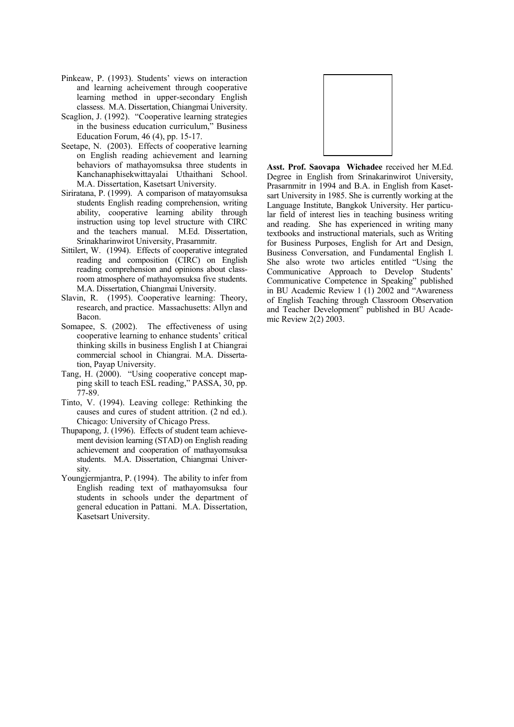Pinkeaw, P. (1993). Students' views on interaction and learning acheivement through cooperative learning method in upper-secondary English classess. M.A. Dissertation, Chiangmai University.

Scaglion, J. (1992). "Cooperative learning strategies in the business education curriculum," Business Education Forum, 46 (4), pp. 15-17.

Seetape, N. (2003). Effects of cooperative learning on English reading achievement and learning behaviors of mathayomsuksa three students in Kanchanaphisekwittayalai Uthaithani School. M.A. Dissertation, Kasetsart University.

Siriratana, P. (1999). A comparison of matayomsuksa students English reading comprehension, writing ability, cooperative learning ability through instruction using top level structure with CIRC and the teachers manual. M.Ed. Dissertation, Srinakharinwirot University, Prasarnmitr.

Sittilert, W. (1994). Effects of cooperative integrated reading and composition (CIRC) on English reading comprehension and opinions about classroom atmosphere of mathayomsuksa five students. M.A. Dissertation, Chiangmai University.

Slavin, R. (1995). Cooperative learning: Theory, research, and practice. Massachusetts: Allyn and Bacon.

Somapee, S. (2002). The effectiveness of using cooperative learning to enhance students' critical thinking skills in business English I at Chiangrai commercial school in Chiangrai. M.A. Dissertation, Payap University.

Tang, H. (2000). "Using cooperative concept mapping skill to teach ESL reading," PASSA, 30, pp. 77-89.

Tinto, V. (1994). Leaving college: Rethinking the causes and cures of student attrition. (2 nd ed.). Chicago: University of Chicago Press.

Thupapong, J. (1996). Effects of student team achievement devision learning (STAD) on English reading achievement and cooperation of mathayomsuksa students. M.A. Dissertation, Chiangmai University.

Youngjermjantra, P. (1994). The ability to infer from English reading text of mathayomsuksa four students in schools under the department of general education in Pattani. M.A. Dissertation, Kasetsart University.

**Asst. Prof. Saovapa Wichadee** received her M.Ed. Degree in English from Srinakarinwirot University, Prasarnmitr in 1994 and B.A. in English from Kasetsart University in 1985. She is currently working at the Language Institute, Bangkok University. Her particular field of interest lies in teaching business writing and reading. She has experienced in writing many textbooks and instructional materials, such as Writing for Business Purposes, English for Art and Design, Business Conversation, and Fundamental English I. She also wrote two articles entitled "Using the Communicative Approach to Develop Students' Communicative Competence in Speaking" published in BU Academic Review 1 (1) 2002 and "Awareness of English Teaching through Classroom Observation and Teacher Development" published in BU Academic Review 2(2) 2003.